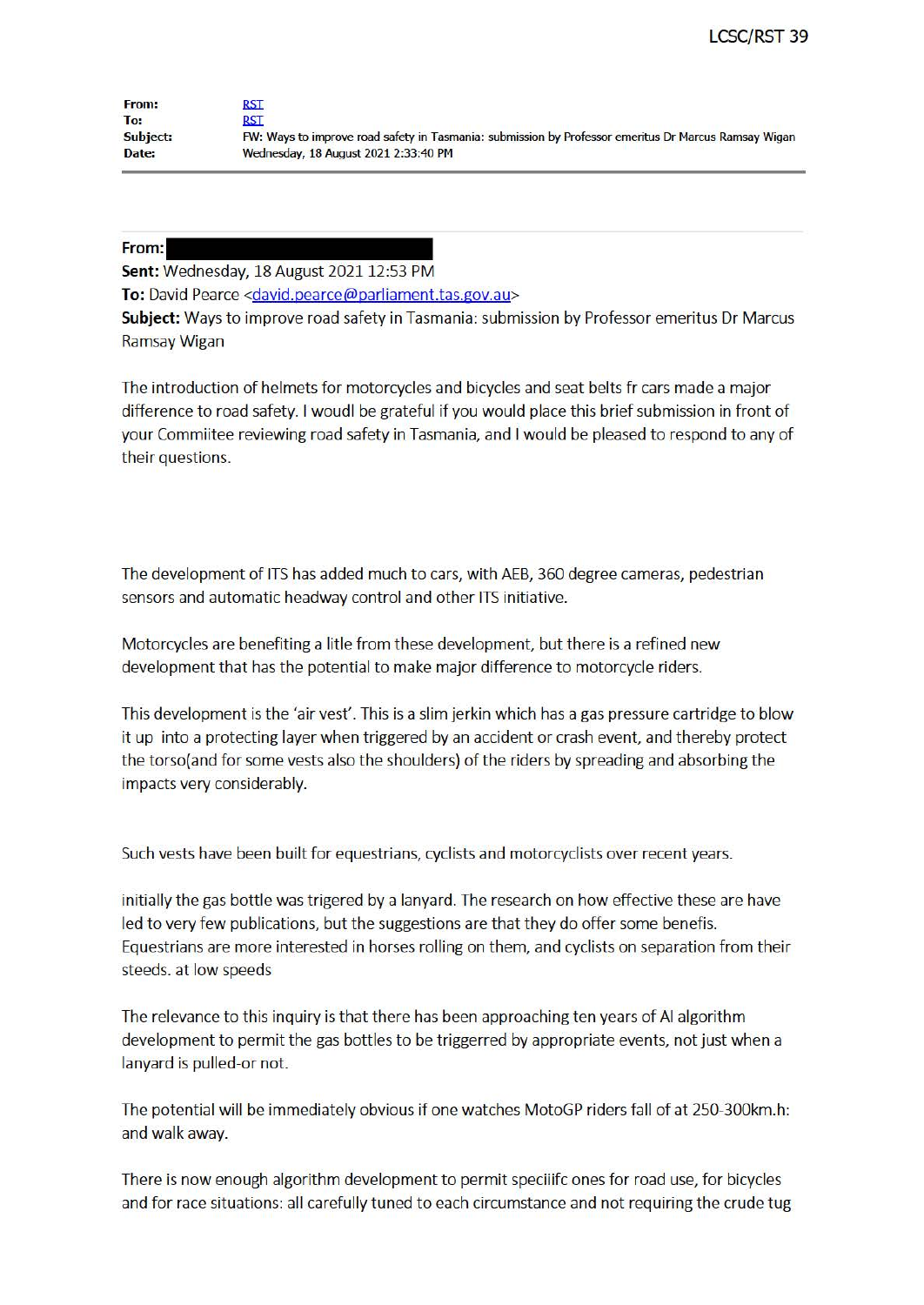LCSC/RST 39

**From:** RST
**To:** RST
**Subject:** FW: Ways to improve road safety in Tasmania: submission by Professor emeritus Dr Marcus Ramsay Wigan
**Date:** Wednesday, 18 August 2021 2:33:40 PM

---

**From:**
**Sent:** Wednesday, 18 August 2021 12:53 PM
**To:** David Pearce <david.pearce@parliament.tas.gov.au>
**Subject:** Ways to improve road safety in Tasmania: submission by Professor emeritus Dr Marcus Ramsay Wigan

The introduction of helmets for motorcycles and bicycles and seat belts fr cars made a major difference to road safety. I woudl be grateful if you would place this brief submission in front of your Commiitee reviewing road safety in Tasmania, and I would be pleased to respond to any of their questions.

The development of ITS has added much to cars, with AEB, 360 degree cameras, pedestrian sensors and automatic headway control and other ITS initiative.

Motorcycles are benefiting a litle from these development, but there is a refined new development that has the potential to make major difference to motorcycle riders.

This development is the 'air vest'. This is a slim jerkin which has a gas pressure cartridge to blow it up into a protecting layer when triggered by an accident or crash event, and thereby protect the torso(and for some vests also the shoulders) of the riders by spreading and absorbing the impacts very considerably.

Such vests have been built for equestrians, cyclists and motorcyclists over recent years.

initially the gas bottle was trigered by a lanyard. The research on how effective these are have led to very few publications, but the suggestions are that they do offer some benefis. Equestrians are more interested in horses rolling on them, and cyclists on separation from their steeds. at low speeds

The relevance to this inquiry is that there has been approaching ten years of AI algorithm development to permit the gas bottles to be triggerred by appropriate events, not just when a lanyard is pulled-or not.

The potential will be immediately obvious if one watches MotoGP riders fall of at 250-300km.h: and walk away.

There is now enough algorithm development to permit speciifc ones for road use, for bicycles and for race situations: all carefully tuned to each circumstance and not requiring the crude tug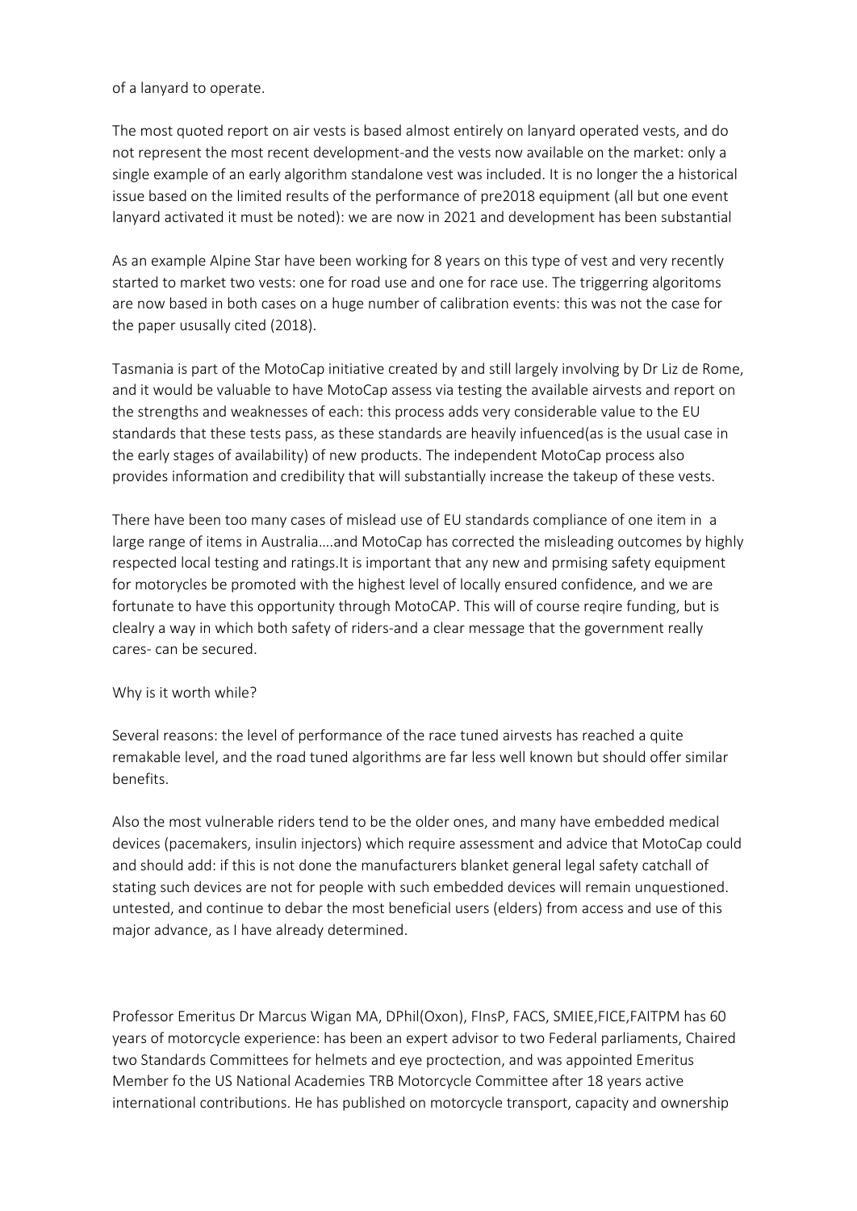of a lanyard to operate.

The most quoted report on air vests is based almost entirely on lanyard operated vests, and do not represent the most recent development-and the vests now available on the market: only a single example of an early algorithm standalone vest was included. It is no longer the a historical issue based on the limited results of the performance of pre2018 equipment (all but one event lanyard activated it must be noted): we are now in 2021 and development has been substantial

As an example Alpine Star have been working for 8 years on this type of vest and very recently started to market two vests: one for road use and one for race use. The triggerring algoritoms are now based in both cases on a huge number of calibration events: this was not the case for the paper ususally cited (2018).

Tasmania is part of the MotoCap initiative created by and still largely involving by Dr Liz de Rome, and it would be valuable to have MotoCap assess via testing the available airvests and report on the strengths and weaknesses of each: this process adds very considerable value to the EU standards that these tests pass, as these standards are heavily infuenced(as is the usual case in the early stages of availability) of new products. The independent MotoCap process also provides information and credibility that will substantially increase the takeup of these vests.

There have been too many cases of mislead use of EU standards compliance of one item in a large range of items in Australia….and MotoCap has corrected the misleading outcomes by highly respected local testing and ratings.It is important that any new and prmising safety equipment for motorycles be promoted with the highest level of locally ensured confidence, and we are fortunate to have this opportunity through MotoCAP. This will of course reqire funding, but is clealry a way in which both safety of riders-and a clear message that the government really cares- can be secured.

Why is it worth while?

Several reasons: the level of performance of the race tuned airvests has reached a quite remakable level, and the road tuned algorithms are far less well known but should offer similar benefits.

Also the most vulnerable riders tend to be the older ones, and many have embedded medical devices (pacemakers, insulin injectors) which require assessment and advice that MotoCap could and should add: if this is not done the manufacturers blanket general legal safety catchall of stating such devices are not for people with such embedded devices will remain unquestioned. untested, and continue to debar the most beneficial users (elders) from access and use of this major advance, as I have already determined.

Professor Emeritus Dr Marcus Wigan MA, DPhil(Oxon), FInsP, FACS, SMIEE,FICE,FAITPM has 60 years of motorcycle experience: has been an expert advisor to two Federal parliaments, Chaired two Standards Committees for helmets and eye proctection, and was appointed Emeritus Member fo the US National Academies TRB Motorcycle Committee after 18 years active international contributions. He has published on motorcycle transport, capacity and ownership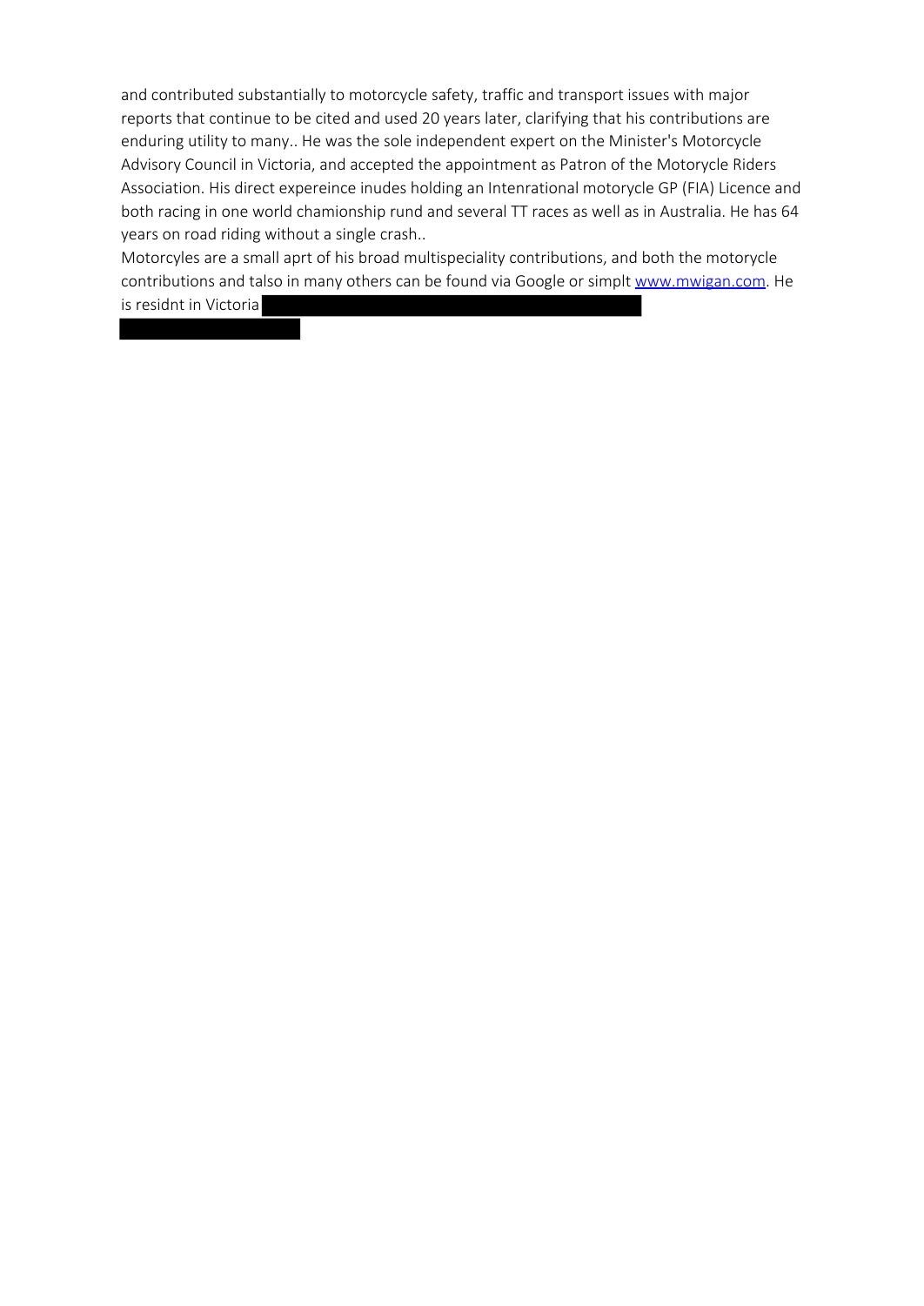and contributed substantially to motorcycle safety, traffic and transport issues with major reports that continue to be cited and used 20 years later, clarifying that his contributions are enduring utility to many.. He was the sole independent expert on the Minister's Motorcycle Advisory Council in Victoria, and accepted the appointment as Patron of the Motorycle Riders Association. His direct expereince inudes holding an Intenrational motorycle GP (FIA) Licence and both racing in one world chamionship rund and several TT races as well as in Australia. He has 64 years on road riding without a single crash..

Motorcyles are a small aprt of his broad multispeciality contributions, and both the motorycle contributions and talso in many others can be found via Google or simplt [www.mwigan.com](http://www.mwigan.com). He is residnt in Victoria